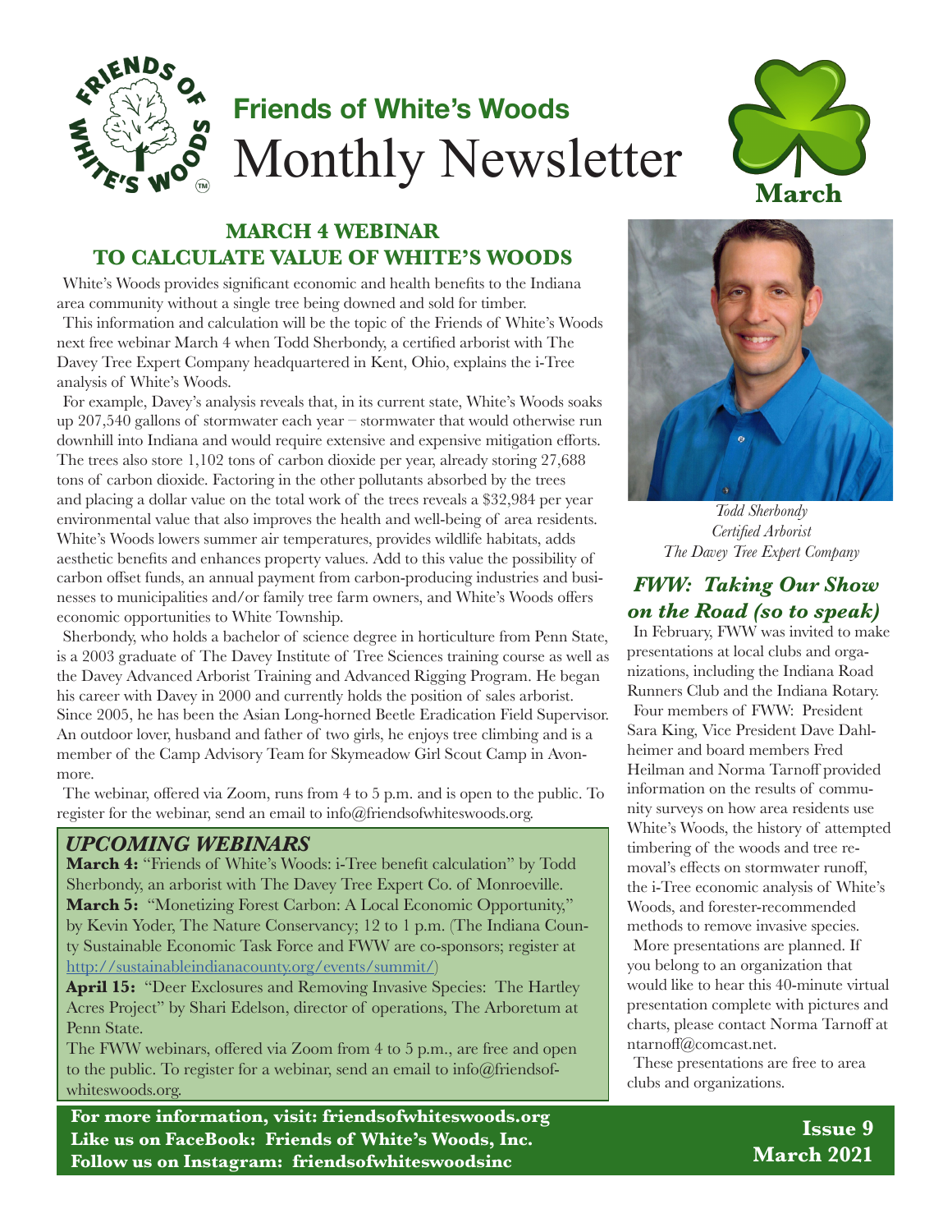# Friends of White's Woods
# Monthly Newsletter

March

## MARCH 4 WEBINAR TO CALCULATE VALUE OF WHITE'S WOODS

White's Woods provides significant economic and health benefits to the Indiana area community without a single tree being downed and sold for timber.

This information and calculation will be the topic of the Friends of White's Woods next free webinar March 4 when Todd Sherbondy, a certified arborist with The Davey Tree Expert Company headquartered in Kent, Ohio, explains the i-Tree analysis of White's Woods.

For example, Davey's analysis reveals that, in its current state, White's Woods soaks up 207,540 gallons of stormwater each year – stormwater that would otherwise run downhill into Indiana and would require extensive and expensive mitigation efforts. The trees also store 1,102 tons of carbon dioxide per year, already storing 27,688 tons of carbon dioxide. Factoring in the other pollutants absorbed by the trees and placing a dollar value on the total work of the trees reveals a $32,984 per year environmental value that also improves the health and well-being of area residents. White's Woods lowers summer air temperatures, provides wildlife habitats, adds aesthetic benefits and enhances property values. Add to this value the possibility of carbon offset funds, an annual payment from carbon-producing industries and businesses to municipalities and/or family tree farm owners, and White's Woods offers economic opportunities to White Township.

Sherbondy, who holds a bachelor of science degree in horticulture from Penn State, is a 2003 graduate of The Davey Institute of Tree Sciences training course as well as the Davey Advanced Arborist Training and Advanced Rigging Program. He began his career with Davey in 2000 and currently holds the position of sales arborist. Since 2005, he has been the Asian Long-horned Beetle Eradication Field Supervisor. An outdoor lover, husband and father of two girls, he enjoys tree climbing and is a member of the Camp Advisory Team for Skymeadow Girl Scout Camp in Avonmore.

The webinar, offered via Zoom, runs from 4 to 5 p.m. and is open to the public. To register for the webinar, send an email to info@friendsofwhiteswoods.org.

*Todd Sherbondy*
*Certified Arborist*
*The Davey Tree Expert Company*

### *UPCOMING WEBINARS*

**March 4:** "Friends of White's Woods: i-Tree benefit calculation" by Todd Sherbondy, an arborist with The Davey Tree Expert Co. of Monroeville.

**March 5:** "Monetizing Forest Carbon: A Local Economic Opportunity," by Kevin Yoder, The Nature Conservancy; 12 to 1 p.m. (The Indiana County Sustainable Economic Task Force and FWW are co-sponsors; register at http://sustainableindianacounty.org/events/summit/)

**April 15:** "Deer Exclosures and Removing Invasive Species: The Hartley Acres Project" by Shari Edelson, director of operations, The Arboretum at Penn State.

The FWW webinars, offered via Zoom from 4 to 5 p.m., are free and open to the public. To register for a webinar, send an email to info@friendsofwhiteswoods.org.

## *FWW: Taking Our Show on the Road (so to speak)*

In February, FWW was invited to make presentations at local clubs and organizations, including the Indiana Road Runners Club and the Indiana Rotary.

Four members of FWW: President Sara King, Vice President Dave Dahlheimer and board members Fred Heilman and Norma Tarnoff provided information on the results of community surveys on how area residents use White's Woods, the history of attempted timbering of the woods and tree removal's effects on stormwater runoff, the i-Tree economic analysis of White's Woods, and forester-recommended methods to remove invasive species.

More presentations are planned. If you belong to an organization that would like to hear this 40-minute virtual presentation complete with pictures and charts, please contact Norma Tarnoff at ntarnoff@comcast.net.

These presentations are free to area clubs and organizations.

**For more information, visit: friendsofwhiteswoods.org**
**Like us on FaceBook: Friends of White's Woods, Inc.**
**Follow us on Instagram: friendsofwhiteswoodsinc**

**Issue 9**
**March 2021**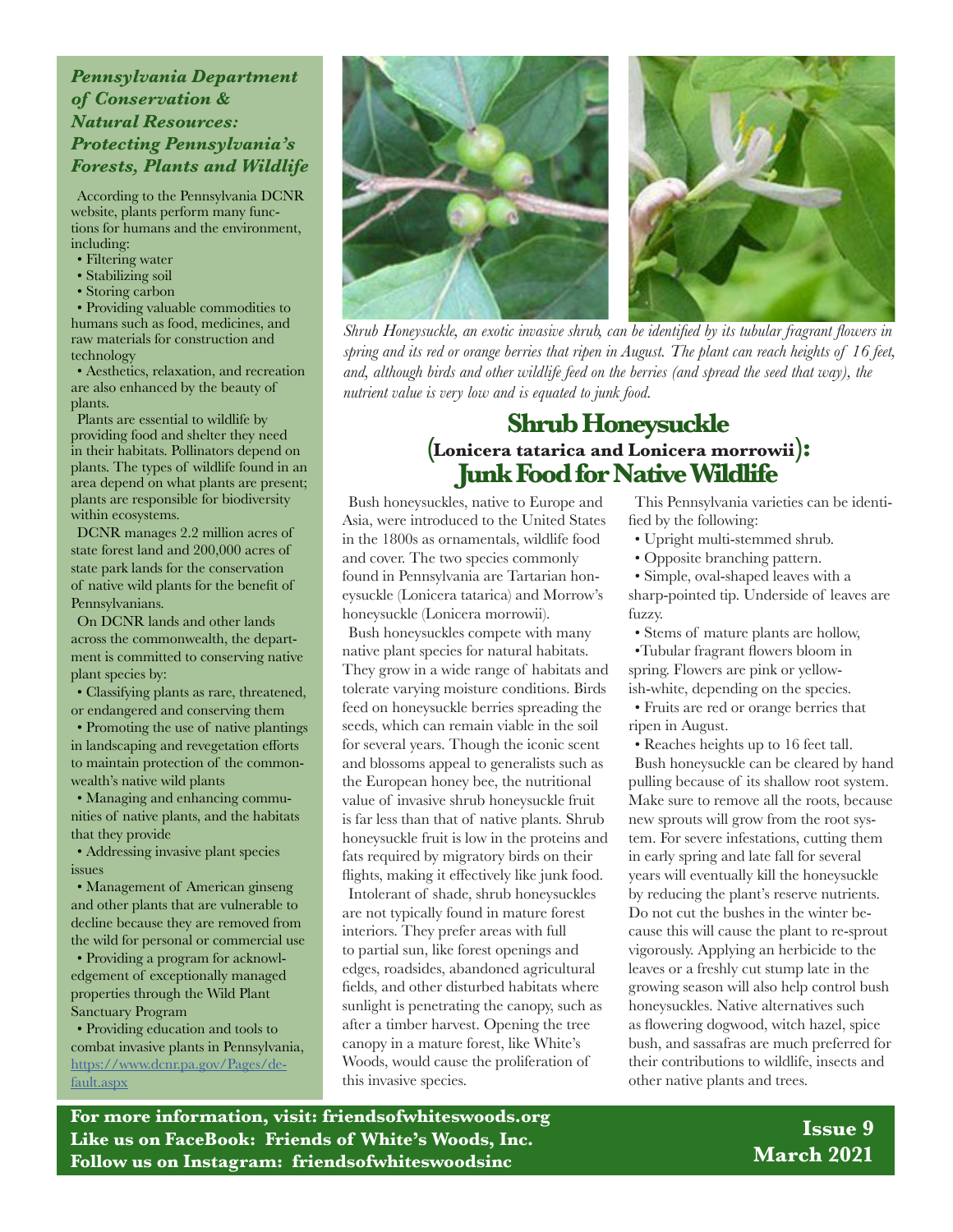### *Pennsylvania Department of Conservation & Natural Resources: Protecting Pennsylvania's Forests, Plants and Wildlife*

According to the Pennsylvania DCNR website, plants perform many functions for humans and the environment, including:

- Filtering water
- Stabilizing soil
- Storing carbon
- Providing valuable commodities to humans such as food, medicines, and raw materials for construction and technology
- Aesthetics, relaxation, and recreation are also enhanced by the beauty of plants.

Plants are essential to wildlife by providing food and shelter they need in their habitats. Pollinators depend on plants. The types of wildlife found in an area depend on what plants are present; plants are responsible for biodiversity within ecosystems.

DCNR manages 2.2 million acres of state forest land and 200,000 acres of state park lands for the conservation of native wild plants for the benefit of Pennsylvanians.

On DCNR lands and other lands across the commonwealth, the department is committed to conserving native plant species by:

- Classifying plants as rare, threatened, or endangered and conserving them
- Promoting the use of native plantings in landscaping and revegetation efforts to maintain protection of the commonwealth's native wild plants
- Managing and enhancing communities of native plants, and the habitats that they provide
- Addressing invasive plant species issues
- Management of American ginseng and other plants that are vulnerable to decline because they are removed from the wild for personal or commercial use
- Providing a program for acknowledgement of exceptionally managed properties through the Wild Plant Sanctuary Program
- Providing education and tools to combat invasive plants in Pennsylvania, https://www.dcnr.pa.gov/Pages/default.aspx

*Shrub Honeysuckle, an exotic invasive shrub, can be identified by its tubular fragrant flowers in spring and its red or orange berries that ripen in August. The plant can reach heights of 16 feet, and, although birds and other wildlife feed on the berries (and spread the seed that way), the nutrient value is very low and is equated to junk food.*

## Shrub Honeysuckle (Lonicera tatarica and Lonicera morrowii): Junk Food for Native Wildlife

Bush honeysuckles, native to Europe and Asia, were introduced to the United States in the 1800s as ornamentals, wildlife food and cover. The two species commonly found in Pennsylvania are Tartarian honeysuckle (Lonicera tatarica) and Morrow's honeysuckle (Lonicera morrowii).

Bush honeysuckles compete with many native plant species for natural habitats. They grow in a wide range of habitats and tolerate varying moisture conditions. Birds feed on honeysuckle berries spreading the seeds, which can remain viable in the soil for several years. Though the iconic scent and blossoms appeal to generalists such as the European honey bee, the nutritional value of invasive shrub honeysuckle fruit is far less than that of native plants. Shrub honeysuckle fruit is low in the proteins and fats required by migratory birds on their flights, making it effectively like junk food.

Intolerant of shade, shrub honeysuckles are not typically found in mature forest interiors. They prefer areas with full to partial sun, like forest openings and edges, roadsides, abandoned agricultural fields, and other disturbed habitats where sunlight is penetrating the canopy, such as after a timber harvest. Opening the tree canopy in a mature forest, like White's Woods, would cause the proliferation of this invasive species.

This Pennsylvania varieties can be identified by the following:

- Upright multi-stemmed shrub.
- Opposite branching pattern.
- Simple, oval-shaped leaves with a sharp-pointed tip. Underside of leaves are fuzzy.
- Stems of mature plants are hollow,
- Tubular fragrant flowers bloom in spring. Flowers are pink or yellowish-white, depending on the species.
- Fruits are red or orange berries that ripen in August.
- Reaches heights up to 16 feet tall.

Bush honeysuckle can be cleared by hand pulling because of its shallow root system. Make sure to remove all the roots, because new sprouts will grow from the root system. For severe infestations, cutting them in early spring and late fall for several years will eventually kill the honeysuckle by reducing the plant's reserve nutrients. Do not cut the bushes in the winter because this will cause the plant to re-sprout vigorously. Applying an herbicide to the leaves or a freshly cut stump late in the growing season will also help control bush honeysuckles. Native alternatives such as flowering dogwood, witch hazel, spice bush, and sassafras are much preferred for their contributions to wildlife, insects and other native plants and trees.

**For more information, visit: friendsofwhiteswoods.org**
**Like us on FaceBook: Friends of White's Woods, Inc.**
**Follow us on Instagram: friendsofwhiteswoodsinc**